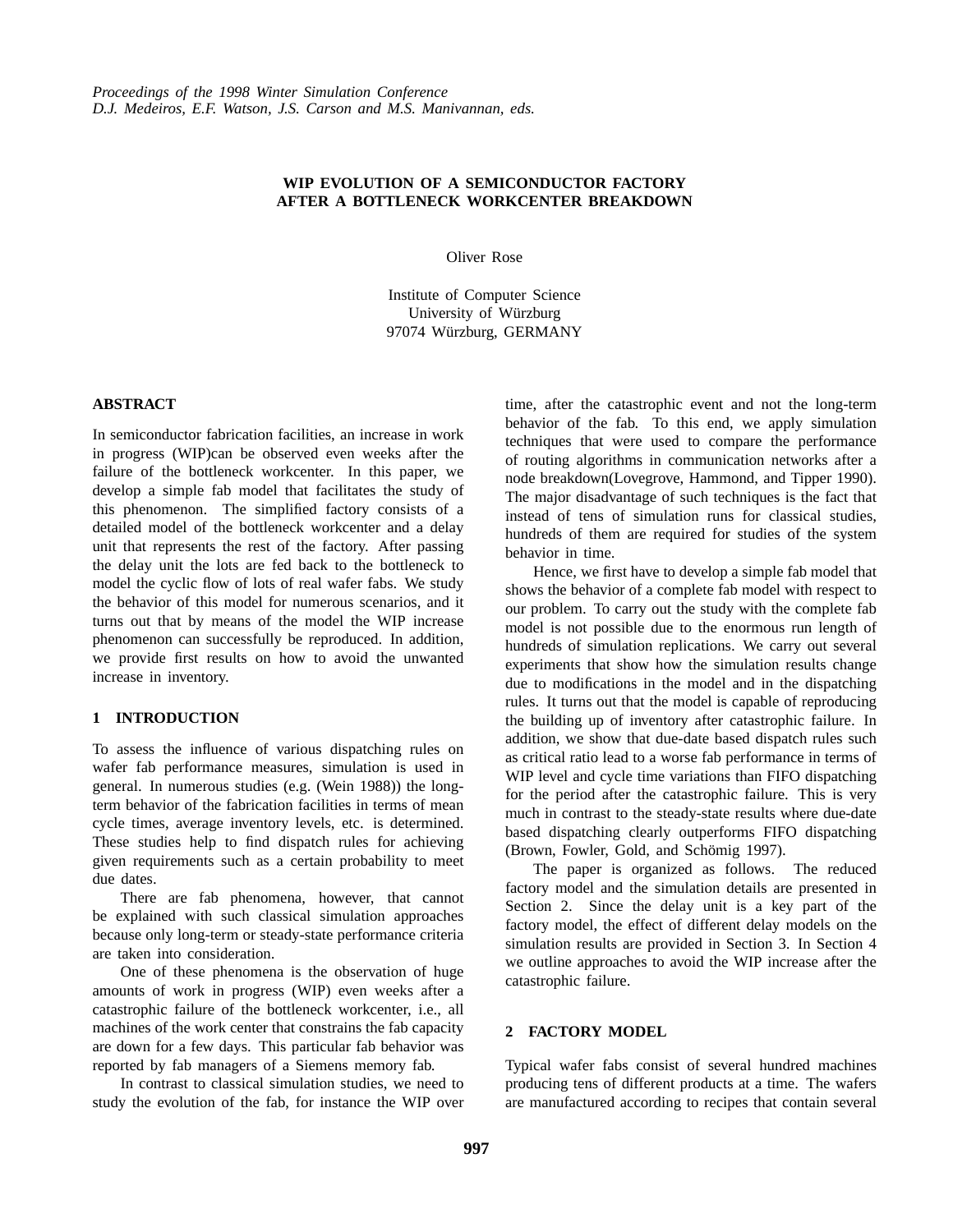*Proceedings of the 1998 Winter Simulation Conference*
*D.J. Medeiros, E.F. Watson, J.S. Carson and M.S. Manivannan, eds.*

# WIP EVOLUTION OF A SEMICONDUCTOR FACTORY AFTER A BOTTLENECK WORKCENTER BREAKDOWN

Oliver Rose

Institute of Computer Science
University of Würzburg
97074 Würzburg, GERMANY

## ABSTRACT

In semiconductor fabrication facilities, an increase in work in progress (WIP)can be observed even weeks after the failure of the bottleneck workcenter. In this paper, we develop a simple fab model that facilitates the study of this phenomenon. The simplified factory consists of a detailed model of the bottleneck workcenter and a delay unit that represents the rest of the factory. After passing the delay unit the lots are fed back to the bottleneck to model the cyclic flow of lots of real wafer fabs. We study the behavior of this model for numerous scenarios, and it turns out that by means of the model the WIP increase phenomenon can successfully be reproduced. In addition, we provide first results on how to avoid the unwanted increase in inventory.

## 1 INTRODUCTION

To assess the influence of various dispatching rules on wafer fab performance measures, simulation is used in general. In numerous studies (e.g. (Wein 1988)) the long-term behavior of the fabrication facilities in terms of mean cycle times, average inventory levels, etc. is determined. These studies help to find dispatch rules for achieving given requirements such as a certain probability to meet due dates.

There are fab phenomena, however, that cannot be explained with such classical simulation approaches because only long-term or steady-state performance criteria are taken into consideration.

One of these phenomena is the observation of huge amounts of work in progress (WIP) even weeks after a catastrophic failure of the bottleneck workcenter, i.e., all machines of the work center that constrains the fab capacity are down for a few days. This particular fab behavior was reported by fab managers of a Siemens memory fab.

In contrast to classical simulation studies, we need to study the evolution of the fab, for instance the WIP over time, after the catastrophic event and not the long-term behavior of the fab. To this end, we apply simulation techniques that were used to compare the performance of routing algorithms in communication networks after a node breakdown(Lovegrove, Hammond, and Tipper 1990). The major disadvantage of such techniques is the fact that instead of tens of simulation runs for classical studies, hundreds of them are required for studies of the system behavior in time.

Hence, we first have to develop a simple fab model that shows the behavior of a complete fab model with respect to our problem. To carry out the study with the complete fab model is not possible due to the enormous run length of hundreds of simulation replications. We carry out several experiments that show how the simulation results change due to modifications in the model and in the dispatching rules. It turns out that the model is capable of reproducing the building up of inventory after catastrophic failure. In addition, we show that due-date based dispatch rules such as critical ratio lead to a worse fab performance in terms of WIP level and cycle time variations than FIFO dispatching for the period after the catastrophic failure. This is very much in contrast to the steady-state results where due-date based dispatching clearly outperforms FIFO dispatching (Brown, Fowler, Gold, and Schömig 1997).

The paper is organized as follows. The reduced factory model and the simulation details are presented in Section 2. Since the delay unit is a key part of the factory model, the effect of different delay models on the simulation results are provided in Section 3. In Section 4 we outline approaches to avoid the WIP increase after the catastrophic failure.

## 2 FACTORY MODEL

Typical wafer fabs consist of several hundred machines producing tens of different products at a time. The wafers are manufactured according to recipes that contain several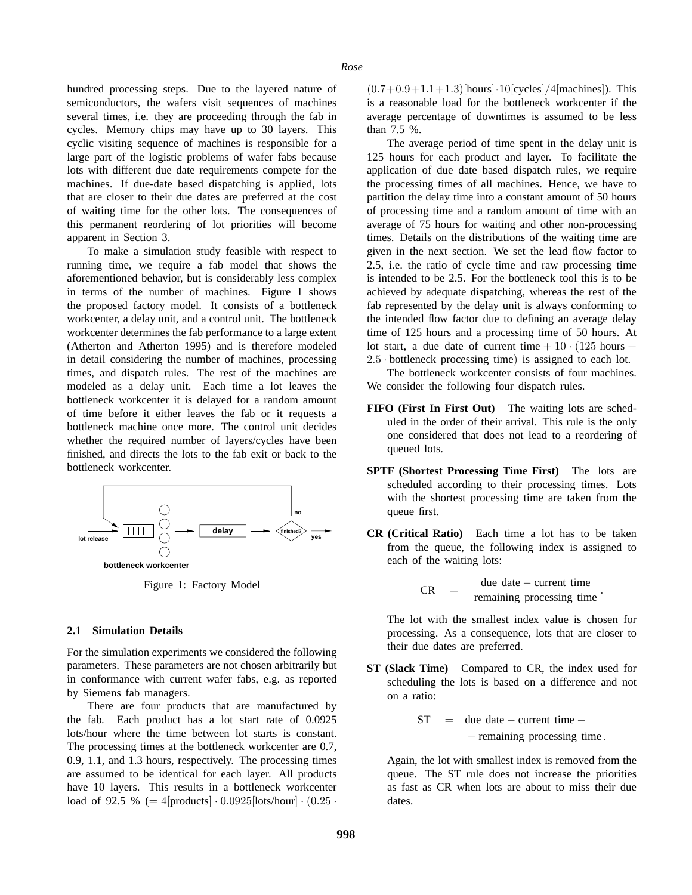hundred processing steps. Due to the layered nature of semiconductors, the wafers visit sequences of machines several times, i.e. they are proceeding through the fab in cycles. Memory chips may have up to 30 layers. This cyclic visiting sequence of machines is responsible for a large part of the logistic problems of wafer fabs because lots with different due date requirements compete for the machines. If due-date based dispatching is applied, lots that are closer to their due dates are preferred at the cost of waiting time for the other lots. The consequences of this permanent reordering of lot priorities will become apparent in Section 3.

To make a simulation study feasible with respect to running time, we require a fab model that shows the aforementioned behavior, but is considerably less complex in terms of the number of machines. Figure 1 shows the proposed factory model. It consists of a bottleneck workcenter, a delay unit, and a control unit. The bottleneck workcenter determines the fab performance to a large extent (Atherton and Atherton 1995) and is therefore modeled in detail considering the number of machines, processing times, and dispatch rules. The rest of the machines are modeled as a delay unit. Each time a lot leaves the bottleneck workcenter it is delayed for a random amount of time before it either leaves the fab or it requests a bottleneck machine once more. The control unit decides whether the required number of layers/cycles have been finished, and directs the lots to the fab exit or back to the bottleneck workcenter.

Figure 1: Factory Model

### 2.1 Simulation Details

For the simulation experiments we considered the following parameters. These parameters are not chosen arbitrarily but in conformance with current wafer fabs, e.g. as reported by Siemens fab managers.

There are four products that are manufactured by the fab. Each product has a lot start rate of 0.0925 lots/hour where the time between lot starts is constant. The processing times at the bottleneck workcenter are 0.7, 0.9, 1.1, and 1.3 hours, respectively. The processing times are assumed to be identical for each layer. All products have 10 layers. This results in a bottleneck workcenter load of 92.5 % ($= 4[\text{products}] \cdot 0.0925[\text{lots/hour}] \cdot (0.25 \cdot (0.7{+}0.9{+}1.1{+}1.3)[\text{hours}] \cdot 10[\text{cycles}]/4[\text{machines}]$). This is a reasonable load for the bottleneck workcenter if the average percentage of downtimes is assumed to be less than 7.5 %.

The average period of time spent in the delay unit is 125 hours for each product and layer. To facilitate the application of due date based dispatch rules, we require the processing times of all machines. Hence, we have to partition the delay time into a constant amount of 50 hours of processing time and a random amount of time with an average of 75 hours for waiting and other non-processing times. Details on the distributions of the waiting time are given in the next section. We set the lead flow factor to 2.5, i.e. the ratio of cycle time and raw processing time is intended to be 2.5. For the bottleneck tool this is to be achieved by adequate dispatching, whereas the rest of the fab represented by the delay unit is always conforming to the intended flow factor due to defining an average delay time of 125 hours and a processing time of 50 hours. At lot start, a due date of current time $+ 10 \cdot (125$ hours $+ 2.5 \cdot$ bottleneck processing time$)$ is assigned to each lot.

The bottleneck workcenter consists of four machines. We consider the following four dispatch rules.

**FIFO (First In First Out)** The waiting lots are scheduled in the order of their arrival. This rule is the only one considered that does not lead to a reordering of queued lots.

**SPTF (Shortest Processing Time First)** The lots are scheduled according to their processing times. Lots with the shortest processing time are taken from the queue first.

**CR (Critical Ratio)** Each time a lot has to be taken from the queue, the following index is assigned to each of the waiting lots:

$$\text{CR} \quad = \quad \frac{\text{due date} - \text{current time}}{\text{remaining processing time}} \, .$$

The lot with the smallest index value is chosen for processing. As a consequence, lots that are closer to their due dates are preferred.

**ST (Slack Time)** Compared to CR, the index used for scheduling the lots is based on a difference and not on a ratio:

$$\text{ST} \quad = \quad \text{due date} - \text{current time} - \\ - \text{remaining processing time} \, .$$

Again, the lot with smallest index is removed from the queue. The ST rule does not increase the priorities as fast as CR when lots are about to miss their due dates.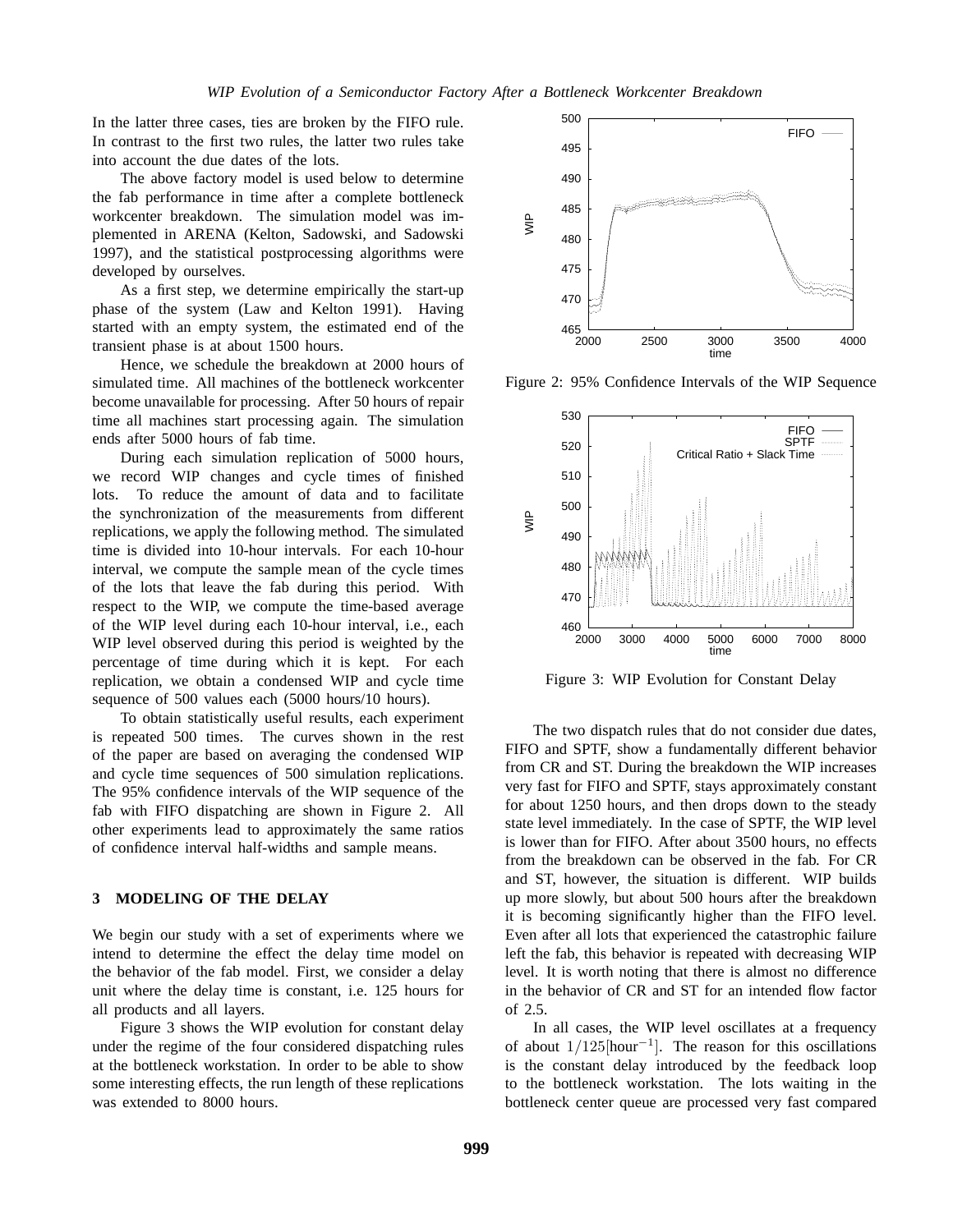In the latter three cases, ties are broken by the FIFO rule. In contrast to the first two rules, the latter two rules take into account the due dates of the lots.

The above factory model is used below to determine the fab performance in time after a complete bottleneck workcenter breakdown. The simulation model was implemented in ARENA (Kelton, Sadowski, and Sadowski 1997), and the statistical postprocessing algorithms were developed by ourselves.

As a first step, we determine empirically the start-up phase of the system (Law and Kelton 1991). Having started with an empty system, the estimated end of the transient phase is at about 1500 hours.

Hence, we schedule the breakdown at 2000 hours of simulated time. All machines of the bottleneck workcenter become unavailable for processing. After 50 hours of repair time all machines start processing again. The simulation ends after 5000 hours of fab time.

During each simulation replication of 5000 hours, we record WIP changes and cycle times of finished lots. To reduce the amount of data and to facilitate the synchronization of the measurements from different replications, we apply the following method. The simulated time is divided into 10-hour intervals. For each 10-hour interval, we compute the sample mean of the cycle times of the lots that leave the fab during this period. With respect to the WIP, we compute the time-based average of the WIP level during each 10-hour interval, i.e., each WIP level observed during this period is weighted by the percentage of time during which it is kept. For each replication, we obtain a condensed WIP and cycle time sequence of 500 values each (5000 hours/10 hours).

To obtain statistically useful results, each experiment is repeated 500 times. The curves shown in the rest of the paper are based on averaging the condensed WIP and cycle time sequences of 500 simulation replications. The 95% confidence intervals of the WIP sequence of the fab with FIFO dispatching are shown in Figure 2. All other experiments lead to approximately the same ratios of confidence interval half-widths and sample means.

Figure 2: 95% Confidence Intervals of the WIP Sequence

Figure 3: WIP Evolution for Constant Delay

## 3 MODELING OF THE DELAY

We begin our study with a set of experiments where we intend to determine the effect the delay time model on the behavior of the fab model. First, we consider a delay unit where the delay time is constant, i.e. 125 hours for all products and all layers.

Figure 3 shows the WIP evolution for constant delay under the regime of the four considered dispatching rules at the bottleneck workstation. In order to be able to show some interesting effects, the run length of these replications was extended to 8000 hours.

The two dispatch rules that do not consider due dates, FIFO and SPTF, show a fundamentally different behavior from CR and ST. During the breakdown the WIP increases very fast for FIFO and SPTF, stays approximately constant for about 1250 hours, and then drops down to the steady state level immediately. In the case of SPTF, the WIP level is lower than for FIFO. After about 3500 hours, no effects from the breakdown can be observed in the fab. For CR and ST, however, the situation is different. WIP builds up more slowly, but about 500 hours after the breakdown it is becoming significantly higher than the FIFO level. Even after all lots that experienced the catastrophic failure left the fab, this behavior is repeated with decreasing WIP level. It is worth noting that there is almost no difference in the behavior of CR and ST for an intended flow factor of 2.5.

In all cases, the WIP level oscillates at a frequency of about $1/125[\text{hour}^{-1}]$. The reason for this oscillations is the constant delay introduced by the feedback loop to the bottleneck workstation. The lots waiting in the bottleneck center queue are processed very fast compared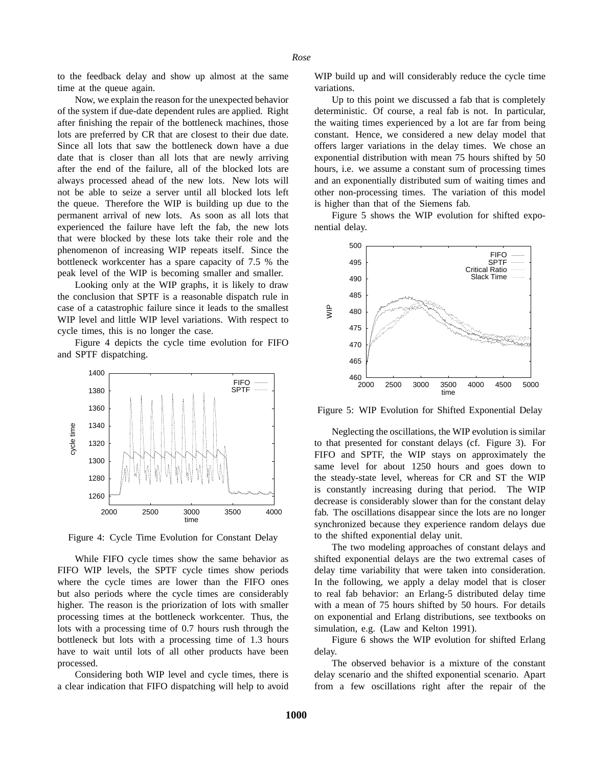to the feedback delay and show up almost at the same time at the queue again.

Now, we explain the reason for the unexpected behavior of the system if due-date dependent rules are applied. Right after finishing the repair of the bottleneck machines, those lots are preferred by CR that are closest to their due date. Since all lots that saw the bottleneck down have a due date that is closer than all lots that are newly arriving after the end of the failure, all of the blocked lots are always processed ahead of the new lots. New lots will not be able to seize a server until all blocked lots left the queue. Therefore the WIP is building up due to the permanent arrival of new lots. As soon as all lots that experienced the failure have left the fab, the new lots that were blocked by these lots take their role and the phenomenon of increasing WIP repeats itself. Since the bottleneck workcenter has a spare capacity of 7.5 % the peak level of the WIP is becoming smaller and smaller.

Looking only at the WIP graphs, it is likely to draw the conclusion that SPTF is a reasonable dispatch rule in case of a catastrophic failure since it leads to the smallest WIP level and little WIP level variations. With respect to cycle times, this is no longer the case.

Figure 4 depicts the cycle time evolution for FIFO and SPTF dispatching.

Figure 4: Cycle Time Evolution for Constant Delay

While FIFO cycle times show the same behavior as FIFO WIP levels, the SPTF cycle times show periods where the cycle times are lower than the FIFO ones but also periods where the cycle times are considerably higher. The reason is the priorization of lots with smaller processing times at the bottleneck workcenter. Thus, the lots with a processing time of 0.7 hours rush through the bottleneck but lots with a processing time of 1.3 hours have to wait until lots of all other products have been processed.

Considering both WIP level and cycle times, there is a clear indication that FIFO dispatching will help to avoid WIP build up and will considerably reduce the cycle time variations.

Up to this point we discussed a fab that is completely deterministic. Of course, a real fab is not. In particular, the waiting times experienced by a lot are far from being constant. Hence, we considered a new delay model that offers larger variations in the delay times. We chose an exponential distribution with mean 75 hours shifted by 50 hours, i.e. we assume a constant sum of processing times and an exponentially distributed sum of waiting times and other non-processing times. The variation of this model is higher than that of the Siemens fab.

Figure 5 shows the WIP evolution for shifted exponential delay.

Figure 5: WIP Evolution for Shifted Exponential Delay

Neglecting the oscillations, the WIP evolution is similar to that presented for constant delays (cf. Figure 3). For FIFO and SPTF, the WIP stays on approximately the same level for about 1250 hours and goes down to the steady-state level, whereas for CR and ST the WIP is constantly increasing during that period. The WIP decrease is considerably slower than for the constant delay fab. The oscillations disappear since the lots are no longer synchronized because they experience random delays due to the shifted exponential delay unit.

The two modeling approaches of constant delays and shifted exponential delays are the two extremal cases of delay time variability that were taken into consideration. In the following, we apply a delay model that is closer to real fab behavior: an Erlang-5 distributed delay time with a mean of 75 hours shifted by 50 hours. For details on exponential and Erlang distributions, see textbooks on simulation, e.g. (Law and Kelton 1991).

Figure 6 shows the WIP evolution for shifted Erlang delay.

The observed behavior is a mixture of the constant delay scenario and the shifted exponential scenario. Apart from a few oscillations right after the repair of the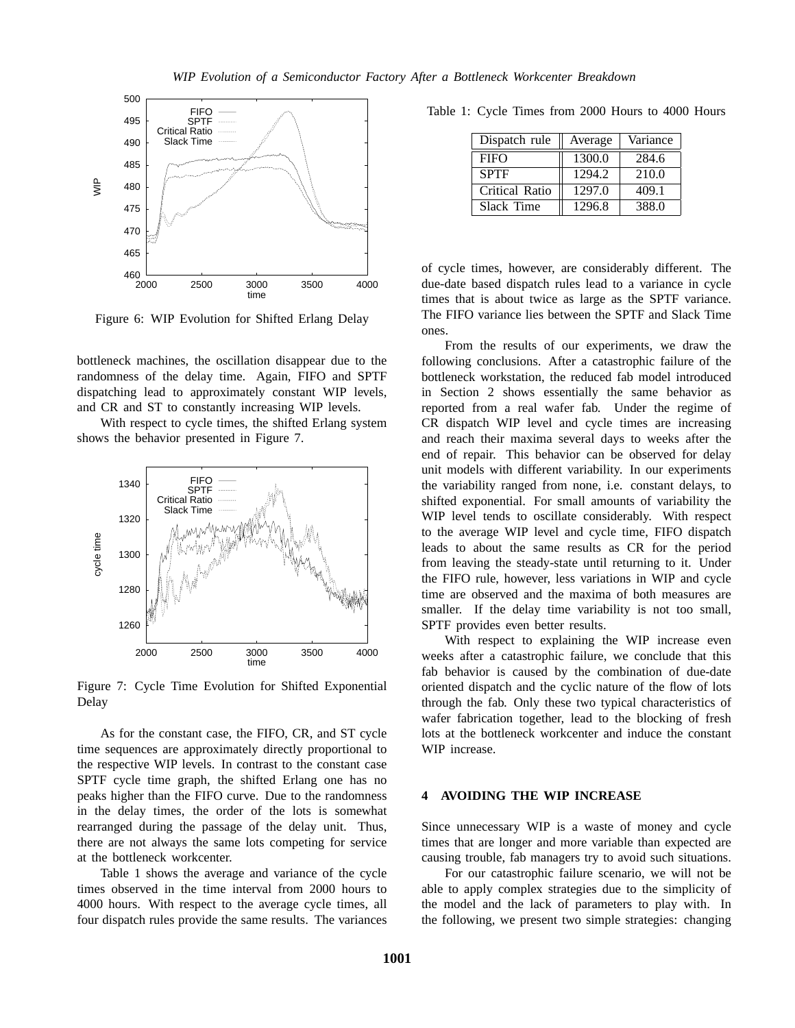Figure 6: WIP Evolution for Shifted Erlang Delay

bottleneck machines, the oscillation disappear due to the randomness of the delay time. Again, FIFO and SPTF dispatching lead to approximately constant WIP levels, and CR and ST to constantly increasing WIP levels.

With respect to cycle times, the shifted Erlang system shows the behavior presented in Figure 7.

Figure 7: Cycle Time Evolution for Shifted Exponential Delay

As for the constant case, the FIFO, CR, and ST cycle time sequences are approximately directly proportional to the respective WIP levels. In contrast to the constant case SPTF cycle time graph, the shifted Erlang one has no peaks higher than the FIFO curve. Due to the randomness in the delay times, the order of the lots is somewhat rearranged during the passage of the delay unit. Thus, there are not always the same lots competing for service at the bottleneck workcenter.

Table 1 shows the average and variance of the cycle times observed in the time interval from 2000 hours to 4000 hours. With respect to the average cycle times, all four dispatch rules provide the same results. The variances of cycle times, however, are considerably different. The due-date based dispatch rules lead to a variance in cycle times that is about twice as large as the SPTF variance. The FIFO variance lies between the SPTF and Slack Time ones.

Table 1: Cycle Times from 2000 Hours to 4000 Hours

| Dispatch rule | Average | Variance |
|---|---|---|
| FIFO | 1300.0 | 284.6 |
| SPTF | 1294.2 | 210.0 |
| Critical Ratio | 1297.0 | 409.1 |
| Slack Time | 1296.8 | 388.0 |

From the results of our experiments, we draw the following conclusions. After a catastrophic failure of the bottleneck workstation, the reduced fab model introduced in Section 2 shows essentially the same behavior as reported from a real wafer fab. Under the regime of CR dispatch WIP level and cycle times are increasing and reach their maxima several days to weeks after the end of repair. This behavior can be observed for delay unit models with different variability. In our experiments the variability ranged from none, i.e. constant delays, to shifted exponential. For small amounts of variability the WIP level tends to oscillate considerably. With respect to the average WIP level and cycle time, FIFO dispatch leads to about the same results as CR for the period from leaving the steady-state until returning to it. Under the FIFO rule, however, less variations in WIP and cycle time are observed and the maxima of both measures are smaller. If the delay time variability is not too small, SPTF provides even better results.

With respect to explaining the WIP increase even weeks after a catastrophic failure, we conclude that this fab behavior is caused by the combination of due-date oriented dispatch and the cyclic nature of the flow of lots through the fab. Only these two typical characteristics of wafer fabrication together, lead to the blocking of fresh lots at the bottleneck workcenter and induce the constant WIP increase.

## 4 AVOIDING THE WIP INCREASE

Since unnecessary WIP is a waste of money and cycle times that are longer and more variable than expected are causing trouble, fab managers try to avoid such situations.

For our catastrophic failure scenario, we will not be able to apply complex strategies due to the simplicity of the model and the lack of parameters to play with. In the following, we present two simple strategies: changing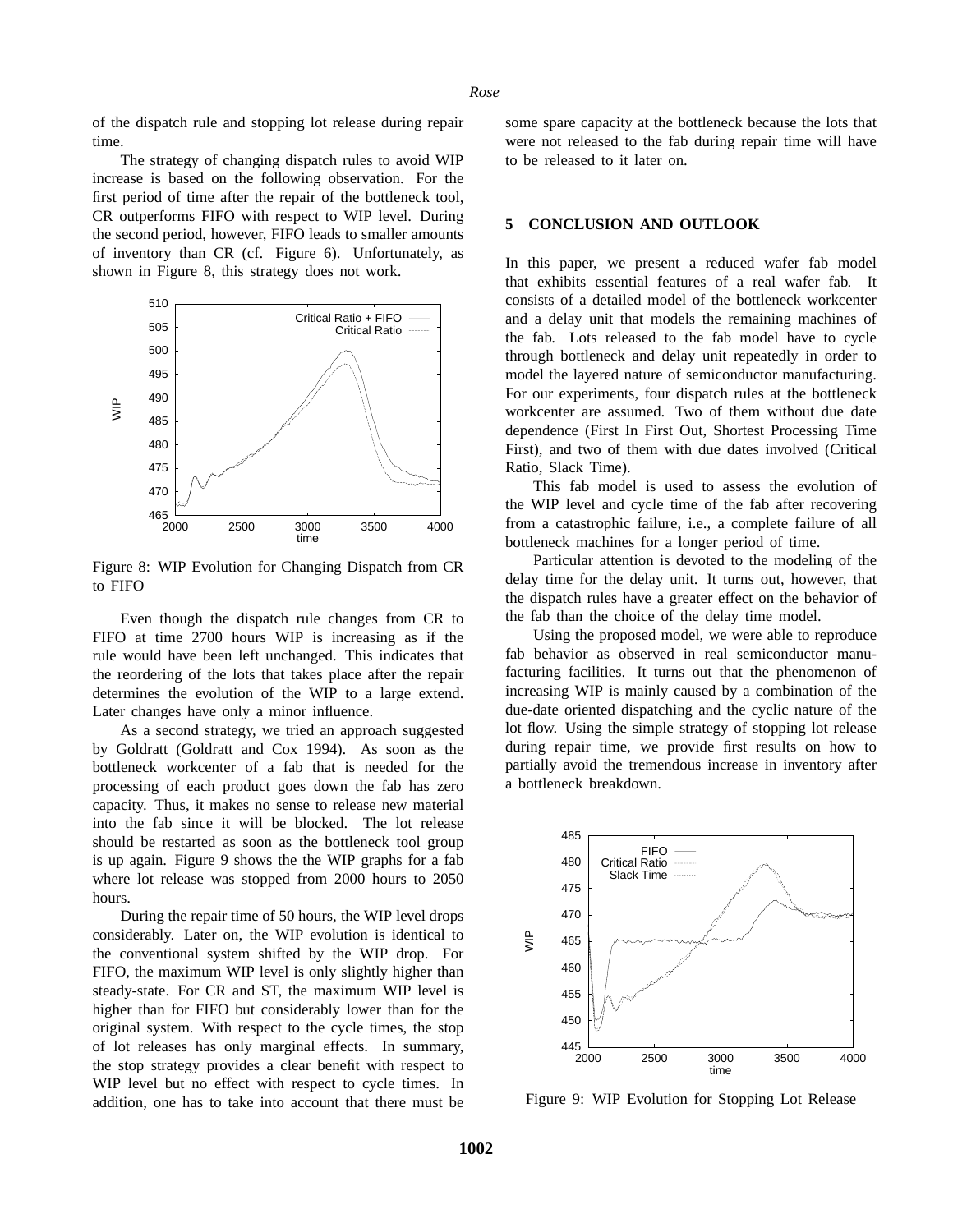of the dispatch rule and stopping lot release during repair time.

The strategy of changing dispatch rules to avoid WIP increase is based on the following observation. For the first period of time after the repair of the bottleneck tool, CR outperforms FIFO with respect to WIP level. During the second period, however, FIFO leads to smaller amounts of inventory than CR (cf. Figure 6). Unfortunately, as shown in Figure 8, this strategy does not work.

510
505
500
495
490
485
480
475
470
465
WIP
2000 2500 3000 3500 4000
time
Critical Ratio + FIFO
Critical Ratio

Figure 8: WIP Evolution for Changing Dispatch from CR to FIFO

Even though the dispatch rule changes from CR to FIFO at time 2700 hours WIP is increasing as if the rule would have been left unchanged. This indicates that the reordering of the lots that takes place after the repair determines the evolution of the WIP to a large extend. Later changes have only a minor influence.

As a second strategy, we tried an approach suggested by Goldratt (Goldratt and Cox 1994). As soon as the bottleneck workcenter of a fab that is needed for the processing of each product goes down the fab has zero capacity. Thus, it makes no sense to release new material into the fab since it will be blocked. The lot release should be restarted as soon as the bottleneck tool group is up again. Figure 9 shows the the WIP graphs for a fab where lot release was stopped from 2000 hours to 2050 hours.

During the repair time of 50 hours, the WIP level drops considerably. Later on, the WIP evolution is identical to the conventional system shifted by the WIP drop. For FIFO, the maximum WIP level is only slightly higher than steady-state. For CR and ST, the maximum WIP level is higher than for FIFO but considerably lower than for the original system. With respect to the cycle times, the stop of lot releases has only marginal effects. In summary, the stop strategy provides a clear benefit with respect to WIP level but no effect with respect to cycle times. In addition, one has to take into account that there must be some spare capacity at the bottleneck because the lots that were not released to the fab during repair time will have to be released to it later on.

## 5 CONCLUSION AND OUTLOOK

In this paper, we present a reduced wafer fab model that exhibits essential features of a real wafer fab. It consists of a detailed model of the bottleneck workcenter and a delay unit that models the remaining machines of the fab. Lots released to the fab model have to cycle through bottleneck and delay unit repeatedly in order to model the layered nature of semiconductor manufacturing. For our experiments, four dispatch rules at the bottleneck workcenter are assumed. Two of them without due date dependence (First In First Out, Shortest Processing Time First), and two of them with due dates involved (Critical Ratio, Slack Time).

This fab model is used to assess the evolution of the WIP level and cycle time of the fab after recovering from a catastrophic failure, i.e., a complete failure of all bottleneck machines for a longer period of time.

Particular attention is devoted to the modeling of the delay time for the delay unit. It turns out, however, that the dispatch rules have a greater effect on the behavior of the fab than the choice of the delay time model.

Using the proposed model, we were able to reproduce fab behavior as observed in real semiconductor manufacturing facilities. It turns out that the phenomenon of increasing WIP is mainly caused by a combination of the due-date oriented dispatching and the cyclic nature of the lot flow. Using the simple strategy of stopping lot release during repair time, we provide first results on how to partially avoid the tremendous increase in inventory after a bottleneck breakdown.

485
480
475
470
465
460
455
450
445
WIP
2000 2500 3000 3500 4000
time
FIFO
Critical Ratio
Slack Time

Figure 9: WIP Evolution for Stopping Lot Release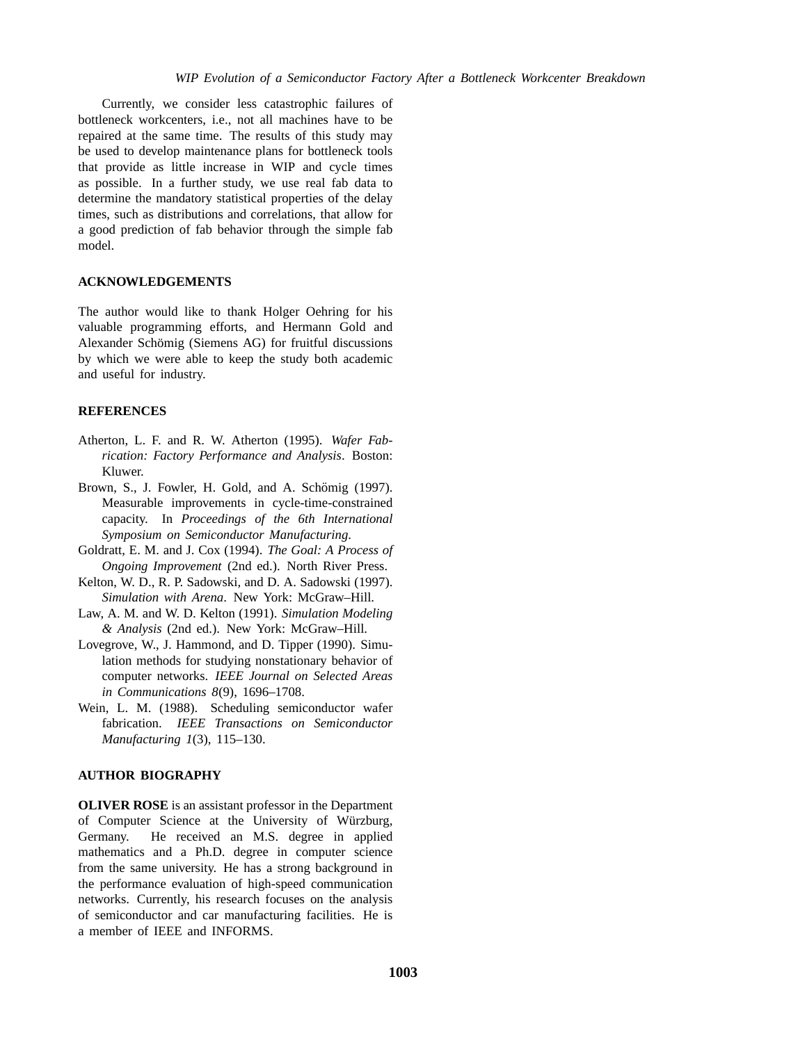Currently, we consider less catastrophic failures of bottleneck workcenters, i.e., not all machines have to be repaired at the same time. The results of this study may be used to develop maintenance plans for bottleneck tools that provide as little increase in WIP and cycle times as possible. In a further study, we use real fab data to determine the mandatory statistical properties of the delay times, such as distributions and correlations, that allow for a good prediction of fab behavior through the simple fab model.

## ACKNOWLEDGEMENTS

The author would like to thank Holger Oehring for his valuable programming efforts, and Hermann Gold and Alexander Schömig (Siemens AG) for fruitful discussions by which we were able to keep the study both academic and useful for industry.

## REFERENCES

Atherton, L. F. and R. W. Atherton (1995). *Wafer Fabrication: Factory Performance and Analysis*. Boston: Kluwer.

Brown, S., J. Fowler, H. Gold, and A. Schömig (1997). Measurable improvements in cycle-time-constrained capacity. In *Proceedings of the 6th International Symposium on Semiconductor Manufacturing*.

Goldratt, E. M. and J. Cox (1994). *The Goal: A Process of Ongoing Improvement* (2nd ed.). North River Press.

Kelton, W. D., R. P. Sadowski, and D. A. Sadowski (1997). *Simulation with Arena*. New York: McGraw–Hill.

Law, A. M. and W. D. Kelton (1991). *Simulation Modeling & Analysis* (2nd ed.). New York: McGraw–Hill.

Lovegrove, W., J. Hammond, and D. Tipper (1990). Simulation methods for studying nonstationary behavior of computer networks. *IEEE Journal on Selected Areas in Communications 8*(9), 1696–1708.

Wein, L. M. (1988). Scheduling semiconductor wafer fabrication. *IEEE Transactions on Semiconductor Manufacturing 1*(3), 115–130.

## AUTHOR BIOGRAPHY

**OLIVER ROSE** is an assistant professor in the Department of Computer Science at the University of Würzburg, Germany. He received an M.S. degree in applied mathematics and a Ph.D. degree in computer science from the same university. He has a strong background in the performance evaluation of high-speed communication networks. Currently, his research focuses on the analysis of semiconductor and car manufacturing facilities. He is a member of IEEE and INFORMS.